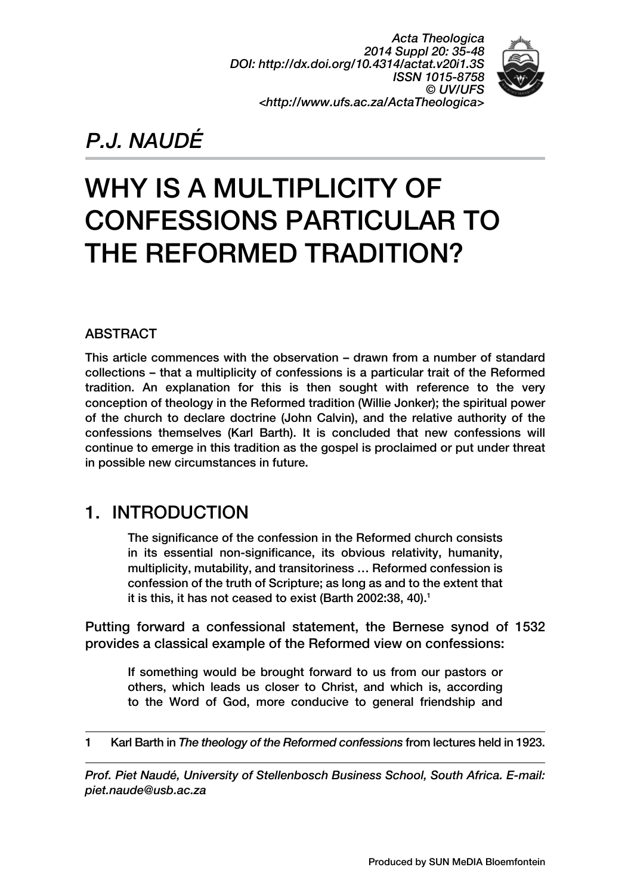Acta Theologica
2014 Suppl 20: 35-48
DOI: http://dx.doi.org/10.4314/actat.v20i1.3S
ISSN 1015-8758
© UV/UFS
<http://www.ufs.ac.za/ActaTheologica>

*P.J. NAUDÉ*

# WHY IS A MULTIPLICITY OF CONFESSIONS PARTICULAR TO THE REFORMED TRADITION?

## ABSTRACT

This article commences with the observation – drawn from a number of standard collections – that a multiplicity of confessions is a particular trait of the Reformed tradition. An explanation for this is then sought with reference to the very conception of theology in the Reformed tradition (Willie Jonker); the spiritual power of the church to declare doctrine (John Calvin), and the relative authority of the confessions themselves (Karl Barth). It is concluded that new confessions will continue to emerge in this tradition as the gospel is proclaimed or put under threat in possible new circumstances in future.

## 1. INTRODUCTION

> The significance of the confession in the Reformed church consists in its essential non-significance, its obvious relativity, humanity, multiplicity, mutability, and transitoriness … Reformed confession is confession of the truth of Scripture; as long as and to the extent that it is this, it has not ceased to exist (Barth 2002:38, 40).[1]

Putting forward a confessional statement, the Bernese synod of 1532 provides a classical example of the Reformed view on confessions:

> If something would be brought forward to us from our pastors or others, which leads us closer to Christ, and which is, according to the Word of God, more conducive to general friendship and

1 Karl Barth in *The theology of the Reformed confessions* from lectures held in 1923.

*Prof. Piet Naudé, University of Stellenbosch Business School, South Africa. E-mail: piet.naude@usb.ac.za*

Produced by SUN MeDIA Bloemfontein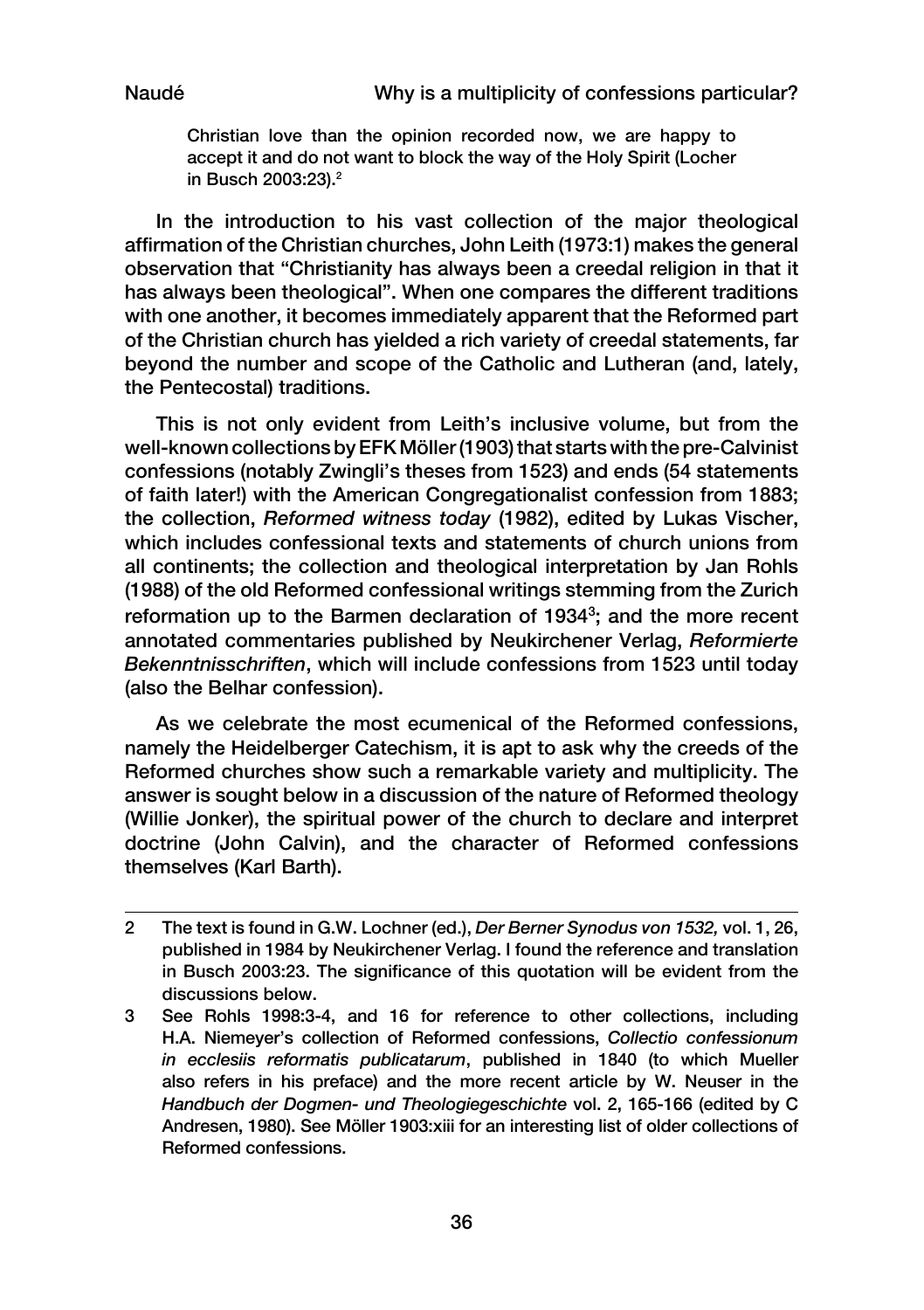> Christian love than the opinion recorded now, we are happy to accept it and do not want to block the way of the Holy Spirit (Locher in Busch 2003:23).[2]

In the introduction to his vast collection of the major theological affirmation of the Christian churches, John Leith (1973:1) makes the general observation that "Christianity has always been a creedal religion in that it has always been theological". When one compares the different traditions with one another, it becomes immediately apparent that the Reformed part of the Christian church has yielded a rich variety of creedal statements, far beyond the number and scope of the Catholic and Lutheran (and, lately, the Pentecostal) traditions.

This is not only evident from Leith's inclusive volume, but from the well-known collections by EFK Möller (1903) that starts with the pre-Calvinist confessions (notably Zwingli's theses from 1523) and ends (54 statements of faith later!) with the American Congregationalist confession from 1883; the collection, *Reformed witness today* (1982), edited by Lukas Vischer, which includes confessional texts and statements of church unions from all continents; the collection and theological interpretation by Jan Rohls (1988) of the old Reformed confessional writings stemming from the Zurich reformation up to the Barmen declaration of 1934[3]; and the more recent annotated commentaries published by Neukirchener Verlag, *Reformierte Bekenntnisschriften*, which will include confessions from 1523 until today (also the Belhar confession).

As we celebrate the most ecumenical of the Reformed confessions, namely the Heidelberger Catechism, it is apt to ask why the creeds of the Reformed churches show such a remarkable variety and multiplicity. The answer is sought below in a discussion of the nature of Reformed theology (Willie Jonker), the spiritual power of the church to declare and interpret doctrine (John Calvin), and the character of Reformed confessions themselves (Karl Barth).

---

2 The text is found in G.W. Lochner (ed.), *Der Berner Synodus von 1532,* vol. 1, 26, published in 1984 by Neukirchener Verlag. I found the reference and translation in Busch 2003:23. The significance of this quotation will be evident from the discussions below.

3 See Rohls 1998:3-4, and 16 for reference to other collections, including H.A. Niemeyer's collection of Reformed confessions, *Collectio confessionum in ecclesiis reformatis publicatarum*, published in 1840 (to which Mueller also refers in his preface) and the more recent article by W. Neuser in the *Handbuch der Dogmen- und Theologiegeschichte* vol. 2, 165-166 (edited by C Andresen, 1980). See Möller 1903:xiii for an interesting list of older collections of Reformed confessions.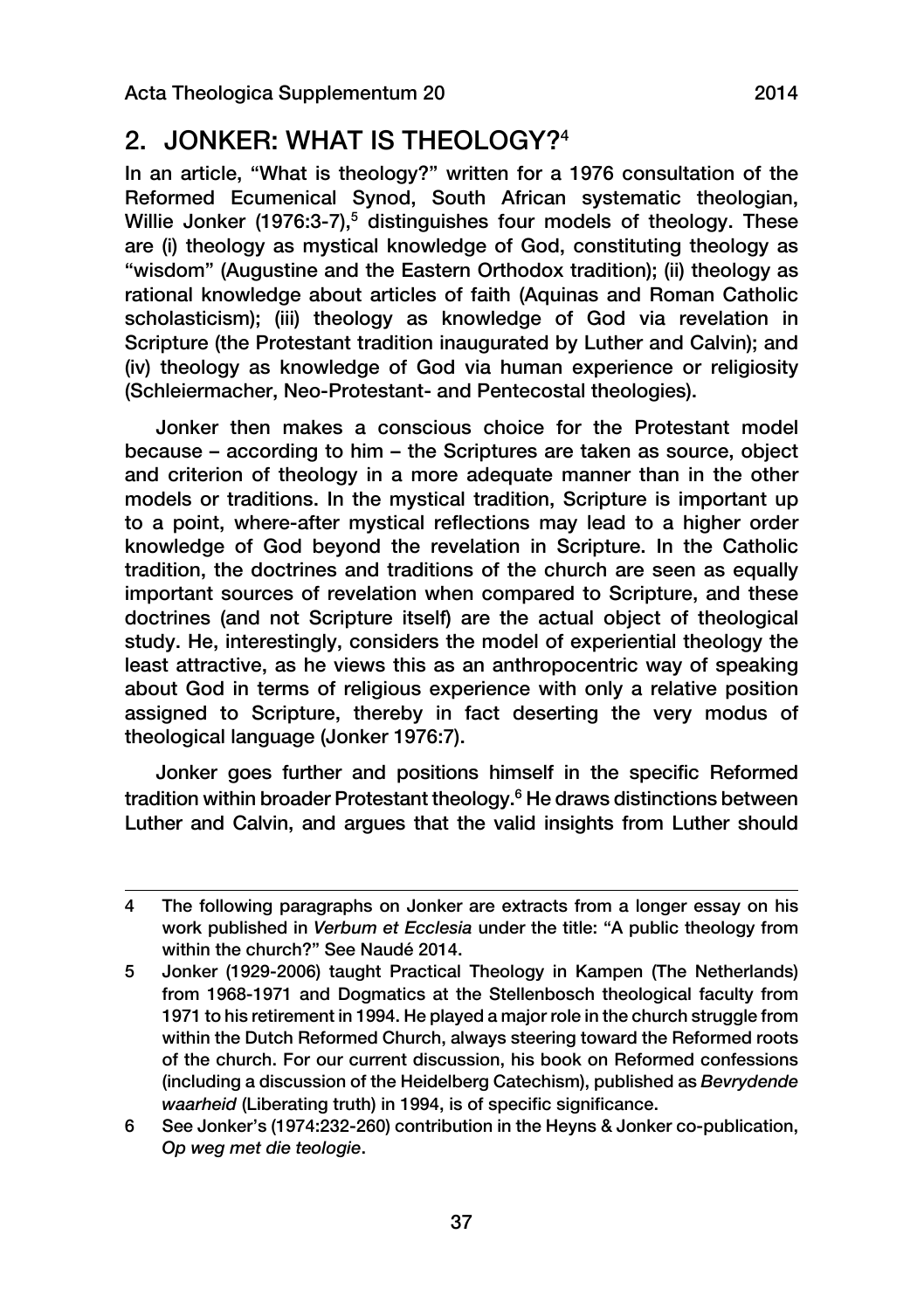## 2. JONKER: WHAT IS THEOLOGY?[4]

In an article, "What is theology?" written for a 1976 consultation of the Reformed Ecumenical Synod, South African systematic theologian, Willie Jonker (1976:3-7),[5] distinguishes four models of theology. These are (i) theology as mystical knowledge of God, constituting theology as "wisdom" (Augustine and the Eastern Orthodox tradition); (ii) theology as rational knowledge about articles of faith (Aquinas and Roman Catholic scholasticism); (iii) theology as knowledge of God via revelation in Scripture (the Protestant tradition inaugurated by Luther and Calvin); and (iv) theology as knowledge of God via human experience or religiosity (Schleiermacher, Neo-Protestant- and Pentecostal theologies).

Jonker then makes a conscious choice for the Protestant model because – according to him – the Scriptures are taken as source, object and criterion of theology in a more adequate manner than in the other models or traditions. In the mystical tradition, Scripture is important up to a point, where-after mystical reflections may lead to a higher order knowledge of God beyond the revelation in Scripture. In the Catholic tradition, the doctrines and traditions of the church are seen as equally important sources of revelation when compared to Scripture, and these doctrines (and not Scripture itself) are the actual object of theological study. He, interestingly, considers the model of experiential theology the least attractive, as he views this as an anthropocentric way of speaking about God in terms of religious experience with only a relative position assigned to Scripture, thereby in fact deserting the very modus of theological language (Jonker 1976:7).

Jonker goes further and positions himself in the specific Reformed tradition within broader Protestant theology.[6] He draws distinctions between Luther and Calvin, and argues that the valid insights from Luther should

---

4 The following paragraphs on Jonker are extracts from a longer essay on his work published in *Verbum et Ecclesia* under the title: "A public theology from within the church?" See Naudé 2014.

5 Jonker (1929-2006) taught Practical Theology in Kampen (The Netherlands) from 1968-1971 and Dogmatics at the Stellenbosch theological faculty from 1971 to his retirement in 1994. He played a major role in the church struggle from within the Dutch Reformed Church, always steering toward the Reformed roots of the church. For our current discussion, his book on Reformed confessions (including a discussion of the Heidelberg Catechism), published as *Bevrydende waarheid* (Liberating truth) in 1994, is of specific significance.

6 See Jonker's (1974:232-260) contribution in the Heyns & Jonker co-publication, *Op weg met die teologie*.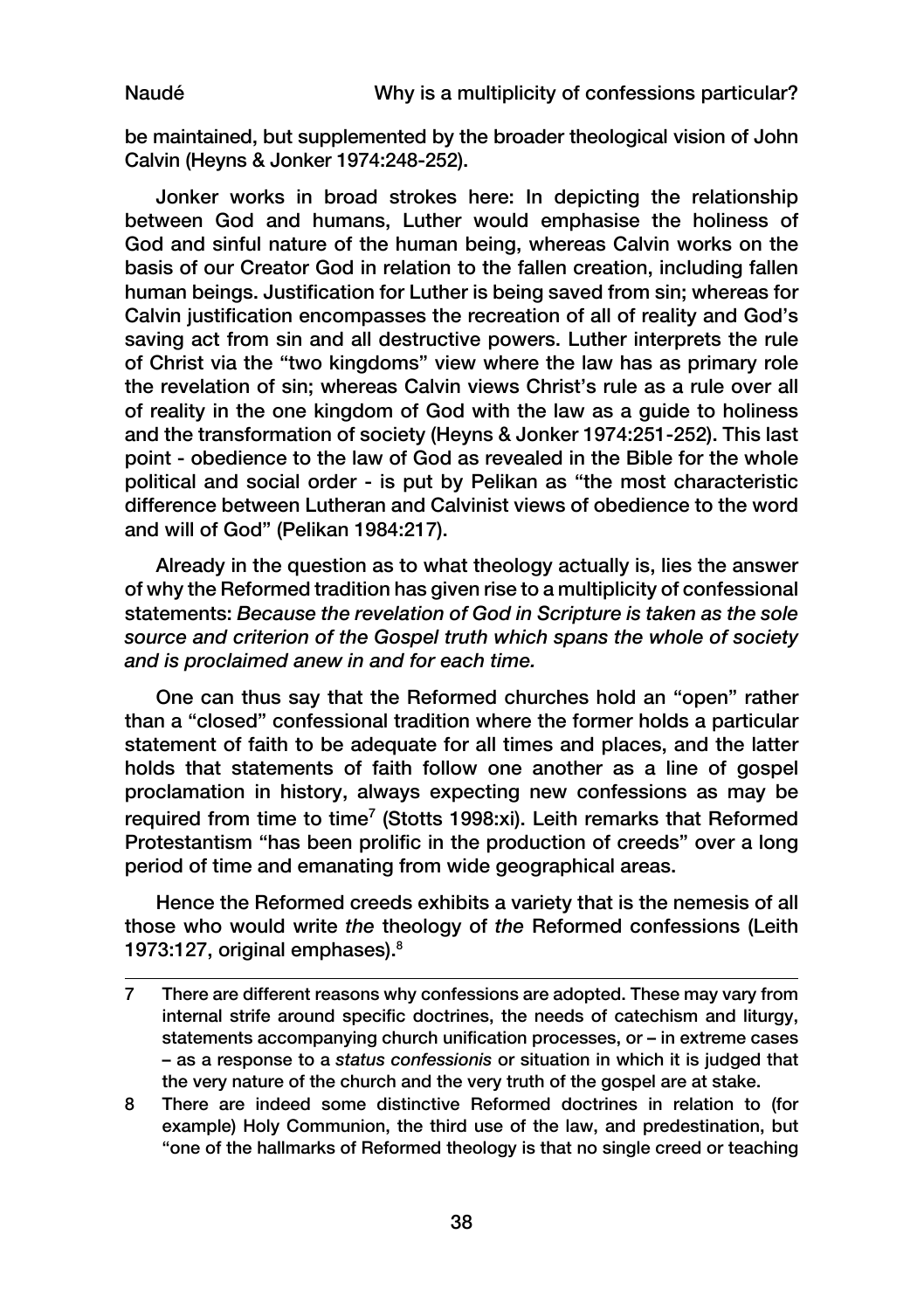be maintained, but supplemented by the broader theological vision of John Calvin (Heyns & Jonker 1974:248-252).

Jonker works in broad strokes here: In depicting the relationship between God and humans, Luther would emphasise the holiness of God and sinful nature of the human being, whereas Calvin works on the basis of our Creator God in relation to the fallen creation, including fallen human beings. Justification for Luther is being saved from sin; whereas for Calvin justification encompasses the recreation of all of reality and God's saving act from sin and all destructive powers. Luther interprets the rule of Christ via the "two kingdoms" view where the law has as primary role the revelation of sin; whereas Calvin views Christ's rule as a rule over all of reality in the one kingdom of God with the law as a guide to holiness and the transformation of society (Heyns & Jonker 1974:251-252). This last point - obedience to the law of God as revealed in the Bible for the whole political and social order - is put by Pelikan as "the most characteristic difference between Lutheran and Calvinist views of obedience to the word and will of God" (Pelikan 1984:217).

Already in the question as to what theology actually is, lies the answer of why the Reformed tradition has given rise to a multiplicity of confessional statements: *Because the revelation of God in Scripture is taken as the sole source and criterion of the Gospel truth which spans the whole of society and is proclaimed anew in and for each time.*

One can thus say that the Reformed churches hold an "open" rather than a "closed" confessional tradition where the former holds a particular statement of faith to be adequate for all times and places, and the latter holds that statements of faith follow one another as a line of gospel proclamation in history, always expecting new confessions as may be required from time to time[7] (Stotts 1998:xi). Leith remarks that Reformed Protestantism "has been prolific in the production of creeds" over a long period of time and emanating from wide geographical areas.

Hence the Reformed creeds exhibits a variety that is the nemesis of all those who would write *the* theology of *the* Reformed confessions (Leith 1973:127, original emphases).[8]

---

7 There are different reasons why confessions are adopted. These may vary from internal strife around specific doctrines, the needs of catechism and liturgy, statements accompanying church unification processes, or – in extreme cases – as a response to a *status confessionis* or situation in which it is judged that the very nature of the church and the very truth of the gospel are at stake.

8 There are indeed some distinctive Reformed doctrines in relation to (for example) Holy Communion, the third use of the law, and predestination, but "one of the hallmarks of Reformed theology is that no single creed or teaching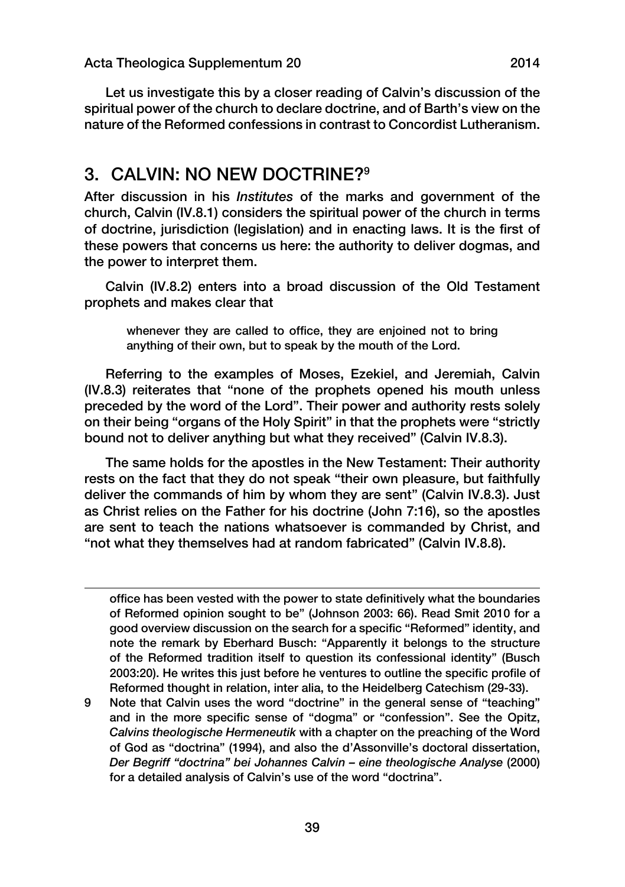Let us investigate this by a closer reading of Calvin's discussion of the spiritual power of the church to declare doctrine, and of Barth's view on the nature of the Reformed confessions in contrast to Concordist Lutheranism.

## 3. CALVIN: NO NEW DOCTRINE?[9]

After discussion in his *Institutes* of the marks and government of the church, Calvin (IV.8.1) considers the spiritual power of the church in terms of doctrine, jurisdiction (legislation) and in enacting laws. It is the first of these powers that concerns us here: the authority to deliver dogmas, and the power to interpret them.

Calvin (IV.8.2) enters into a broad discussion of the Old Testament prophets and makes clear that

> whenever they are called to office, they are enjoined not to bring anything of their own, but to speak by the mouth of the Lord.

Referring to the examples of Moses, Ezekiel, and Jeremiah, Calvin (IV.8.3) reiterates that "none of the prophets opened his mouth unless preceded by the word of the Lord". Their power and authority rests solely on their being "organs of the Holy Spirit" in that the prophets were "strictly bound not to deliver anything but what they received" (Calvin IV.8.3).

The same holds for the apostles in the New Testament: Their authority rests on the fact that they do not speak "their own pleasure, but faithfully deliver the commands of him by whom they are sent" (Calvin IV.8.3). Just as Christ relies on the Father for his doctrine (John 7:16), so the apostles are sent to teach the nations whatsoever is commanded by Christ, and "not what they themselves had at random fabricated" (Calvin IV.8.8).

---

office has been vested with the power to state definitively what the boundaries of Reformed opinion sought to be" (Johnson 2003: 66). Read Smit 2010 for a good overview discussion on the search for a specific "Reformed" identity, and note the remark by Eberhard Busch: "Apparently it belongs to the structure of the Reformed tradition itself to question its confessional identity" (Busch 2003:20). He writes this just before he ventures to outline the specific profile of Reformed thought in relation, inter alia, to the Heidelberg Catechism (29-33).

9 Note that Calvin uses the word "doctrine" in the general sense of "teaching" and in the more specific sense of "dogma" or "confession". See the Opitz, *Calvins theologische Hermeneutik* with a chapter on the preaching of the Word of God as "doctrina" (1994), and also the d'Assonville's doctoral dissertation, *Der Begriff "doctrina" bei Johannes Calvin – eine theologische Analyse* (2000) for a detailed analysis of Calvin's use of the word "doctrina".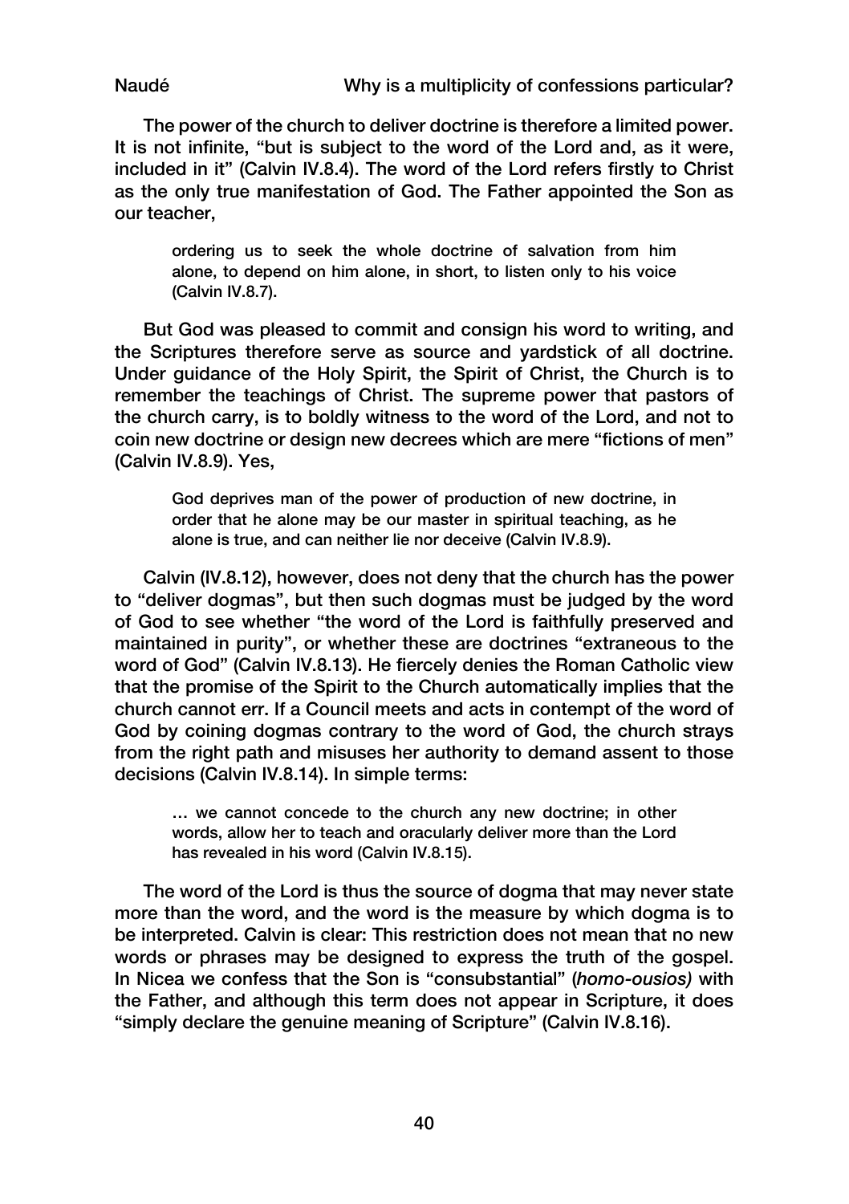The power of the church to deliver doctrine is therefore a limited power. It is not infinite, "but is subject to the word of the Lord and, as it were, included in it" (Calvin IV.8.4). The word of the Lord refers firstly to Christ as the only true manifestation of God. The Father appointed the Son as our teacher,

> ordering us to seek the whole doctrine of salvation from him alone, to depend on him alone, in short, to listen only to his voice (Calvin IV.8.7).

But God was pleased to commit and consign his word to writing, and the Scriptures therefore serve as source and yardstick of all doctrine. Under guidance of the Holy Spirit, the Spirit of Christ, the Church is to remember the teachings of Christ. The supreme power that pastors of the church carry, is to boldly witness to the word of the Lord, and not to coin new doctrine or design new decrees which are mere "fictions of men" (Calvin IV.8.9). Yes,

> God deprives man of the power of production of new doctrine, in order that he alone may be our master in spiritual teaching, as he alone is true, and can neither lie nor deceive (Calvin IV.8.9).

Calvin (IV.8.12), however, does not deny that the church has the power to "deliver dogmas", but then such dogmas must be judged by the word of God to see whether "the word of the Lord is faithfully preserved and maintained in purity", or whether these are doctrines "extraneous to the word of God" (Calvin IV.8.13). He fiercely denies the Roman Catholic view that the promise of the Spirit to the Church automatically implies that the church cannot err. If a Council meets and acts in contempt of the word of God by coining dogmas contrary to the word of God, the church strays from the right path and misuses her authority to demand assent to those decisions (Calvin IV.8.14). In simple terms:

> … we cannot concede to the church any new doctrine; in other words, allow her to teach and oracularly deliver more than the Lord has revealed in his word (Calvin IV.8.15).

The word of the Lord is thus the source of dogma that may never state more than the word, and the word is the measure by which dogma is to be interpreted. Calvin is clear: This restriction does not mean that no new words or phrases may be designed to express the truth of the gospel. In Nicea we confess that the Son is "consubstantial" (*homo-ousios)* with the Father, and although this term does not appear in Scripture, it does "simply declare the genuine meaning of Scripture" (Calvin IV.8.16).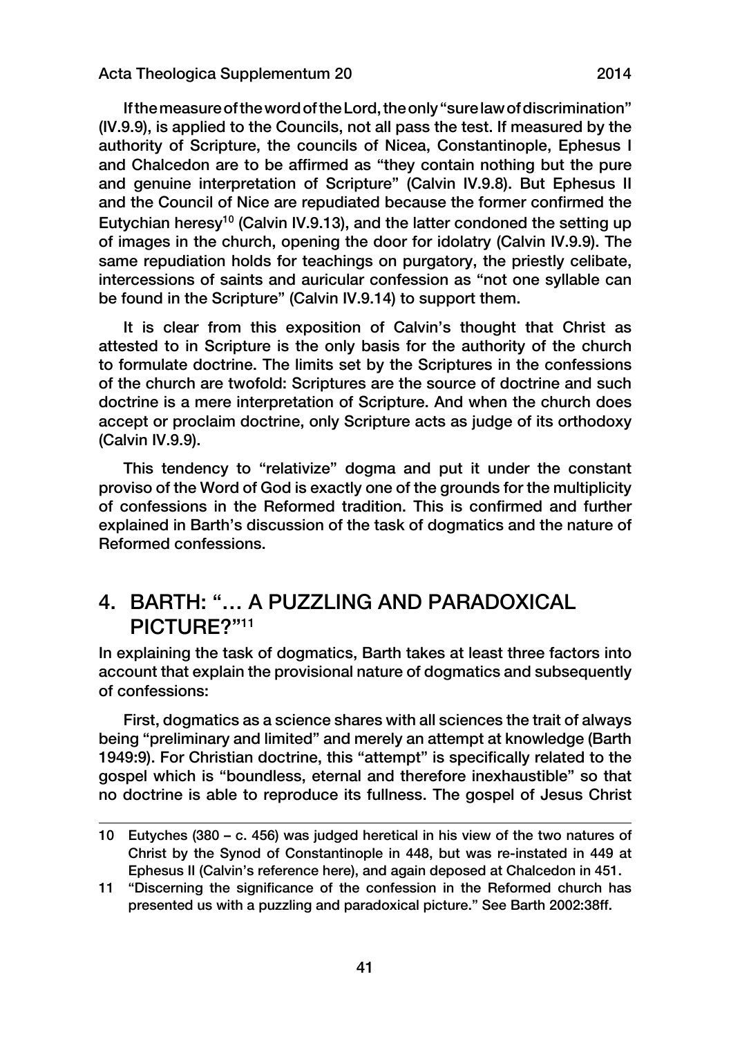If the measure of the word of the Lord, the only "sure law of discrimination" (IV.9.9), is applied to the Councils, not all pass the test. If measured by the authority of Scripture, the councils of Nicea, Constantinople, Ephesus I and Chalcedon are to be affirmed as "they contain nothing but the pure and genuine interpretation of Scripture" (Calvin IV.9.8). But Ephesus II and the Council of Nice are repudiated because the former confirmed the Eutychian heresy[10] (Calvin IV.9.13), and the latter condoned the setting up of images in the church, opening the door for idolatry (Calvin IV.9.9). The same repudiation holds for teachings on purgatory, the priestly celibate, intercessions of saints and auricular confession as "not one syllable can be found in the Scripture" (Calvin IV.9.14) to support them.

It is clear from this exposition of Calvin's thought that Christ as attested to in Scripture is the only basis for the authority of the church to formulate doctrine. The limits set by the Scriptures in the confessions of the church are twofold: Scriptures are the source of doctrine and such doctrine is a mere interpretation of Scripture. And when the church does accept or proclaim doctrine, only Scripture acts as judge of its orthodoxy (Calvin IV.9.9).

This tendency to "relativize" dogma and put it under the constant proviso of the Word of God is exactly one of the grounds for the multiplicity of confessions in the Reformed tradition. This is confirmed and further explained in Barth's discussion of the task of dogmatics and the nature of Reformed confessions.

## 4. BARTH: "… A PUZZLING AND PARADOXICAL PICTURE?"[11]

In explaining the task of dogmatics, Barth takes at least three factors into account that explain the provisional nature of dogmatics and subsequently of confessions:

First, dogmatics as a science shares with all sciences the trait of always being "preliminary and limited" and merely an attempt at knowledge (Barth 1949:9). For Christian doctrine, this "attempt" is specifically related to the gospel which is "boundless, eternal and therefore inexhaustible" so that no doctrine is able to reproduce its fullness. The gospel of Jesus Christ

---

10 Eutyches (380 – c. 456) was judged heretical in his view of the two natures of Christ by the Synod of Constantinople in 448, but was re-instated in 449 at Ephesus II (Calvin's reference here), and again deposed at Chalcedon in 451.

11 "Discerning the significance of the confession in the Reformed church has presented us with a puzzling and paradoxical picture." See Barth 2002:38ff.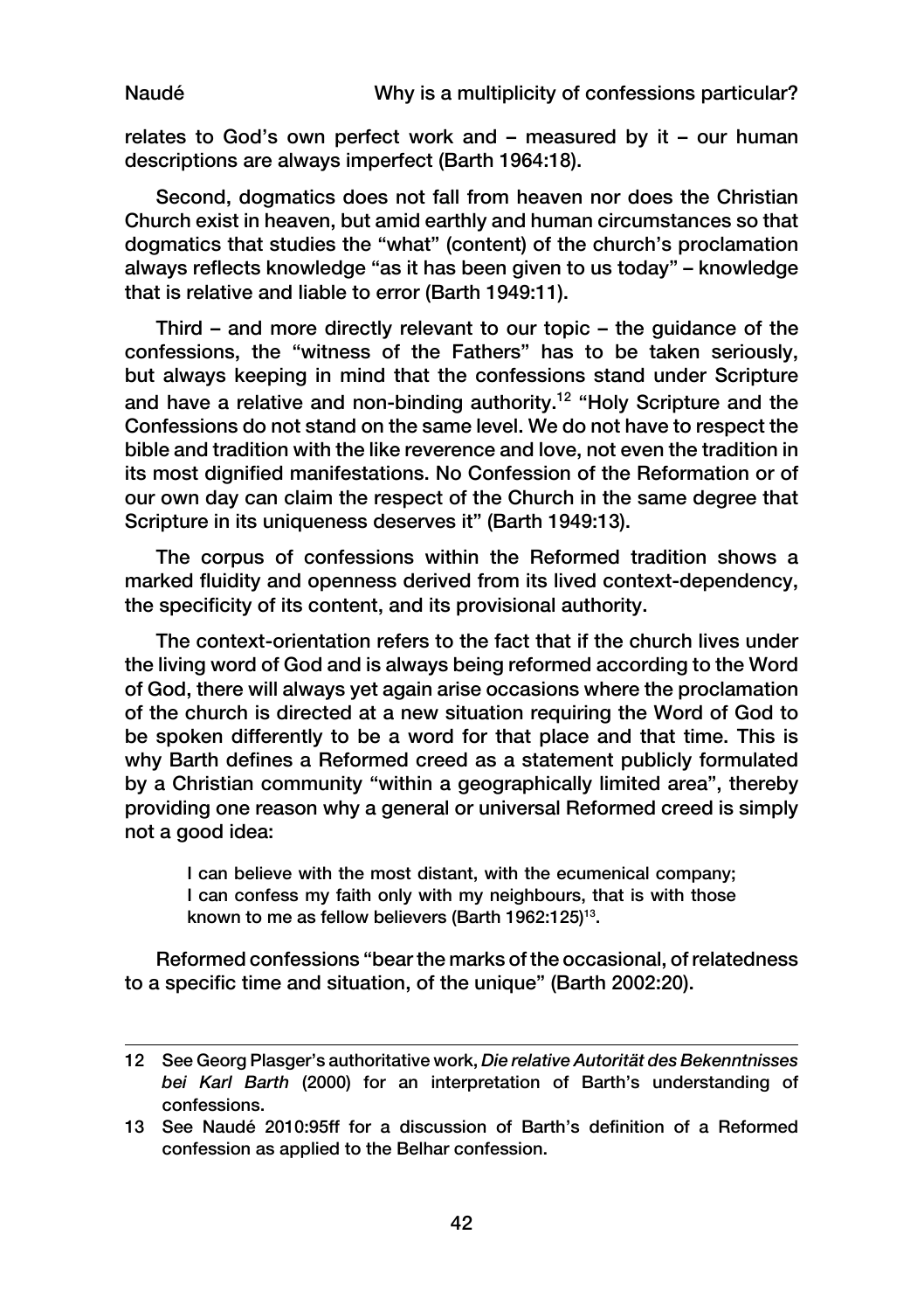relates to God's own perfect work and – measured by it – our human descriptions are always imperfect (Barth 1964:18).

Second, dogmatics does not fall from heaven nor does the Christian Church exist in heaven, but amid earthly and human circumstances so that dogmatics that studies the "what" (content) of the church's proclamation always reflects knowledge "as it has been given to us today" – knowledge that is relative and liable to error (Barth 1949:11).

Third – and more directly relevant to our topic – the guidance of the confessions, the "witness of the Fathers" has to be taken seriously, but always keeping in mind that the confessions stand under Scripture and have a relative and non-binding authority.[12] "Holy Scripture and the Confessions do not stand on the same level. We do not have to respect the bible and tradition with the like reverence and love, not even the tradition in its most dignified manifestations. No Confession of the Reformation or of our own day can claim the respect of the Church in the same degree that Scripture in its uniqueness deserves it" (Barth 1949:13).

The corpus of confessions within the Reformed tradition shows a marked fluidity and openness derived from its lived context-dependency, the specificity of its content, and its provisional authority.

The context-orientation refers to the fact that if the church lives under the living word of God and is always being reformed according to the Word of God, there will always yet again arise occasions where the proclamation of the church is directed at a new situation requiring the Word of God to be spoken differently to be a word for that place and that time. This is why Barth defines a Reformed creed as a statement publicly formulated by a Christian community "within a geographically limited area", thereby providing one reason why a general or universal Reformed creed is simply not a good idea:

> I can believe with the most distant, with the ecumenical company; I can confess my faith only with my neighbours, that is with those known to me as fellow believers (Barth 1962:125)[13].

Reformed confessions "bear the marks of the occasional, of relatedness to a specific time and situation, of the unique" (Barth 2002:20).

---

12 See Georg Plasger's authoritative work, *Die relative Autorität des Bekenntnisses bei Karl Barth* (2000) for an interpretation of Barth's understanding of confessions.

13 See Naudé 2010:95ff for a discussion of Barth's definition of a Reformed confession as applied to the Belhar confession.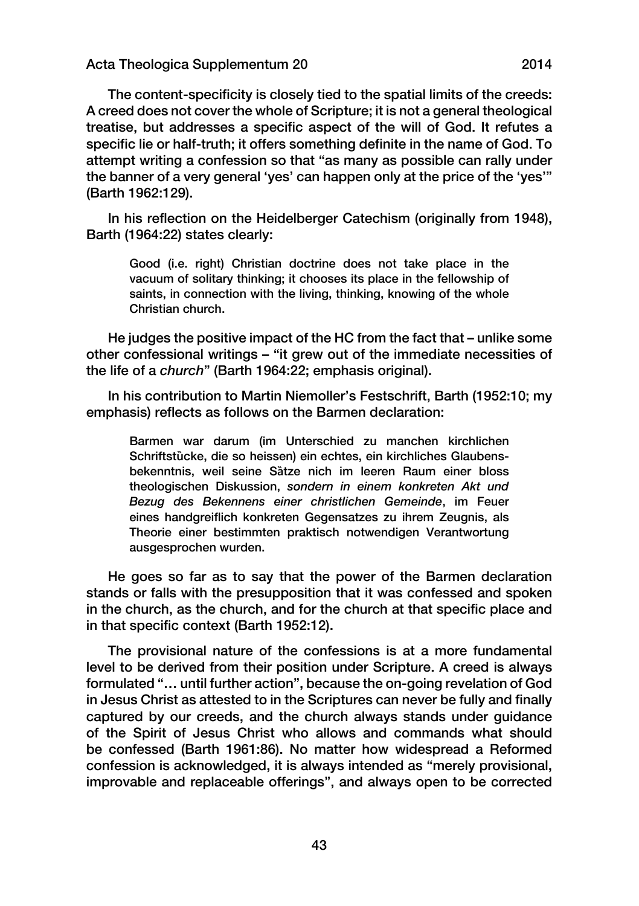The content-specificity is closely tied to the spatial limits of the creeds: A creed does not cover the whole of Scripture; it is not a general theological treatise, but addresses a specific aspect of the will of God. It refutes a specific lie or half-truth; it offers something definite in the name of God. To attempt writing a confession so that "as many as possible can rally under the banner of a very general 'yes' can happen only at the price of the 'yes'" (Barth 1962:129).

In his reflection on the Heidelberger Catechism (originally from 1948), Barth (1964:22) states clearly:

> Good (i.e. right) Christian doctrine does not take place in the vacuum of solitary thinking; it chooses its place in the fellowship of saints, in connection with the living, thinking, knowing of the whole Christian church.

He judges the positive impact of the HC from the fact that – unlike some other confessional writings – "it grew out of the immediate necessities of the life of a *church*" (Barth 1964:22; emphasis original).

In his contribution to Martin Niemoller's Festschrift, Barth (1952:10; my emphasis) reflects as follows on the Barmen declaration:

> Barmen war darum (im Unterschied zu manchen kirchlichen Schriftstùcke, die so heissen) ein echtes, ein kirchliches Glaubensbekenntnis, weil seine Sàtze nich im leeren Raum einer bloss theologischen Diskussion, *sondern in einem konkreten Akt und Bezug des Bekennens einer christlichen Gemeinde*, im Feuer eines handgreiflich konkreten Gegensatzes zu ihrem Zeugnis, als Theorie einer bestimmten praktisch notwendigen Verantwortung ausgesprochen wurden.

He goes so far as to say that the power of the Barmen declaration stands or falls with the presupposition that it was confessed and spoken in the church, as the church, and for the church at that specific place and in that specific context (Barth 1952:12).

The provisional nature of the confessions is at a more fundamental level to be derived from their position under Scripture. A creed is always formulated "… until further action", because the on-going revelation of God in Jesus Christ as attested to in the Scriptures can never be fully and finally captured by our creeds, and the church always stands under guidance of the Spirit of Jesus Christ who allows and commands what should be confessed (Barth 1961:86). No matter how widespread a Reformed confession is acknowledged, it is always intended as "merely provisional, improvable and replaceable offerings", and always open to be corrected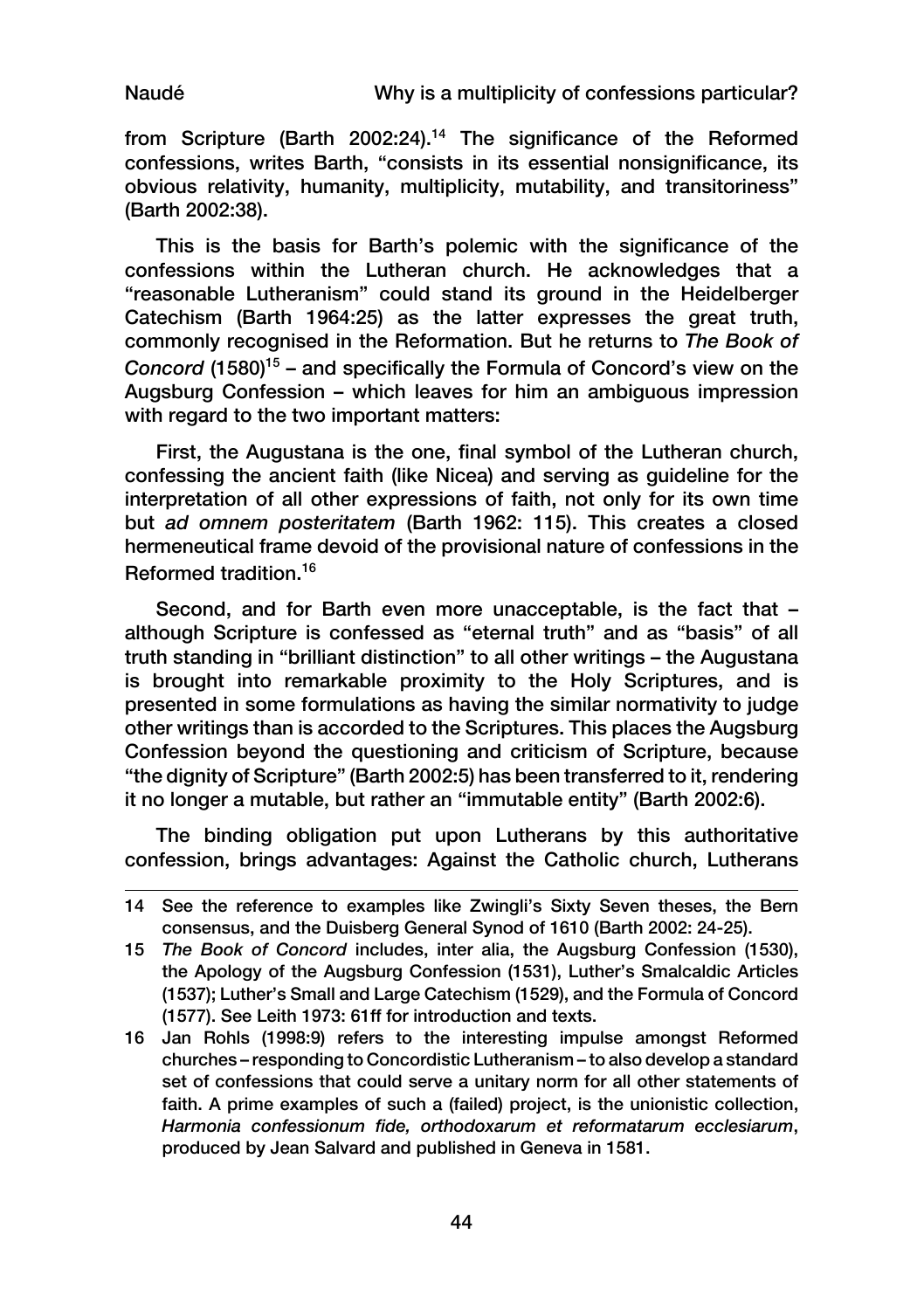from Scripture (Barth 2002:24).[14] The significance of the Reformed confessions, writes Barth, "consists in its essential nonsignificance, its obvious relativity, humanity, multiplicity, mutability, and transitoriness" (Barth 2002:38).

This is the basis for Barth's polemic with the significance of the confessions within the Lutheran church. He acknowledges that a "reasonable Lutheranism" could stand its ground in the Heidelberger Catechism (Barth 1964:25) as the latter expresses the great truth, commonly recognised in the Reformation. But he returns to *The Book of Concord* (1580)[15] – and specifically the Formula of Concord's view on the Augsburg Confession – which leaves for him an ambiguous impression with regard to the two important matters:

First, the Augustana is the one, final symbol of the Lutheran church, confessing the ancient faith (like Nicea) and serving as guideline for the interpretation of all other expressions of faith, not only for its own time but *ad omnem posteritatem* (Barth 1962: 115). This creates a closed hermeneutical frame devoid of the provisional nature of confessions in the Reformed tradition.[16]

Second, and for Barth even more unacceptable, is the fact that – although Scripture is confessed as "eternal truth" and as "basis" of all truth standing in "brilliant distinction" to all other writings – the Augustana is brought into remarkable proximity to the Holy Scriptures, and is presented in some formulations as having the similar normativity to judge other writings than is accorded to the Scriptures. This places the Augsburg Confession beyond the questioning and criticism of Scripture, because "the dignity of Scripture" (Barth 2002:5) has been transferred to it, rendering it no longer a mutable, but rather an "immutable entity" (Barth 2002:6).

The binding obligation put upon Lutherans by this authoritative confession, brings advantages: Against the Catholic church, Lutherans

---

14 See the reference to examples like Zwingli's Sixty Seven theses, the Bern consensus, and the Duisberg General Synod of 1610 (Barth 2002: 24-25).

15 *The Book of Concord* includes, inter alia, the Augsburg Confession (1530), the Apology of the Augsburg Confession (1531), Luther's Smalcaldic Articles (1537); Luther's Small and Large Catechism (1529), and the Formula of Concord (1577). See Leith 1973: 61ff for introduction and texts.

16 Jan Rohls (1998:9) refers to the interesting impulse amongst Reformed churches – responding to Concordistic Lutheranism – to also develop a standard set of confessions that could serve a unitary norm for all other statements of faith. A prime examples of such a (failed) project, is the unionistic collection, *Harmonia confessionum fide, orthodoxarum et reformatarum ecclesiarum*, produced by Jean Salvard and published in Geneva in 1581.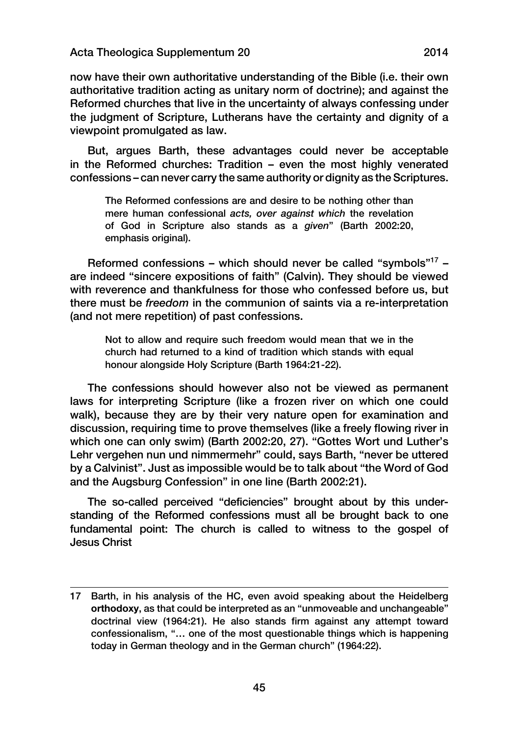now have their own authoritative understanding of the Bible (i.e. their own authoritative tradition acting as unitary norm of doctrine); and against the Reformed churches that live in the uncertainty of always confessing under the judgment of Scripture, Lutherans have the certainty and dignity of a viewpoint promulgated as law.

But, argues Barth, these advantages could never be acceptable in the Reformed churches: Tradition – even the most highly venerated confessions – can never carry the same authority or dignity as the Scriptures.

> The Reformed confessions are and desire to be nothing other than mere human confessional *acts, over against which* the revelation of God in Scripture also stands as a *given*" (Barth 2002:20, emphasis original).

Reformed confessions – which should never be called "symbols"[17] – are indeed "sincere expositions of faith" (Calvin). They should be viewed with reverence and thankfulness for those who confessed before us, but there must be *freedom* in the communion of saints via a re-interpretation (and not mere repetition) of past confessions.

> Not to allow and require such freedom would mean that we in the church had returned to a kind of tradition which stands with equal honour alongside Holy Scripture (Barth 1964:21-22).

The confessions should however also not be viewed as permanent laws for interpreting Scripture (like a frozen river on which one could walk), because they are by their very nature open for examination and discussion, requiring time to prove themselves (like a freely flowing river in which one can only swim) (Barth 2002:20, 27). "Gottes Wort und Luther's Lehr vergehen nun und nimmermehr" could, says Barth, "never be uttered by a Calvinist". Just as impossible would be to talk about "the Word of God and the Augsburg Confession" in one line (Barth 2002:21).

The so-called perceived "deficiencies" brought about by this understanding of the Reformed confessions must all be brought back to one fundamental point: The church is called to witness to the gospel of Jesus Christ

---

17 Barth, in his analysis of the HC, even avoid speaking about the Heidelberg **orthodoxy**, as that could be interpreted as an "unmoveable and unchangeable" doctrinal view (1964:21). He also stands firm against any attempt toward confessionalism, "… one of the most questionable things which is happening today in German theology and in the German church" (1964:22).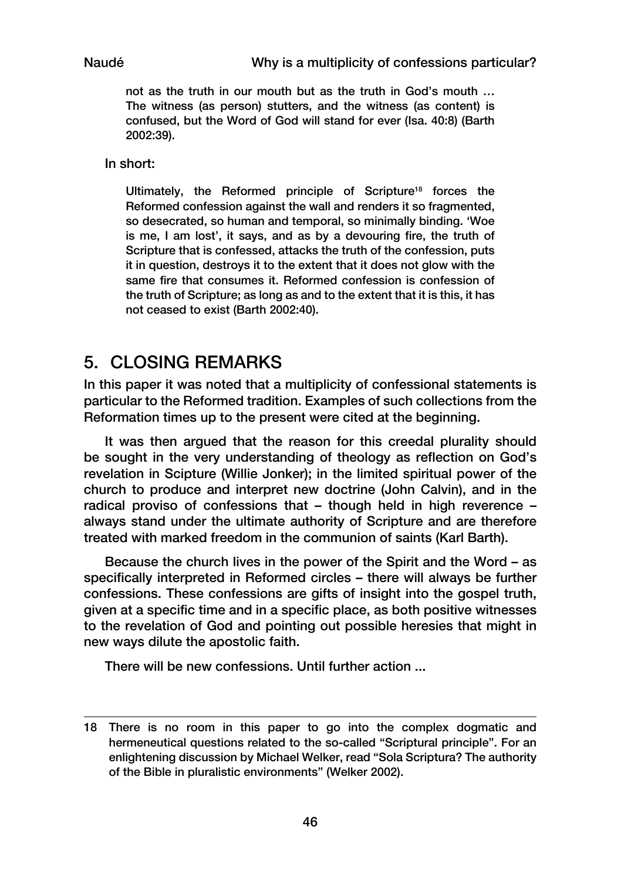> not as the truth in our mouth but as the truth in God's mouth … The witness (as person) stutters, and the witness (as content) is confused, but the Word of God will stand for ever (Isa. 40:8) (Barth 2002:39).

In short:

> Ultimately, the Reformed principle of Scripture[18] forces the Reformed confession against the wall and renders it so fragmented, so desecrated, so human and temporal, so minimally binding. 'Woe is me, I am lost', it says, and as by a devouring fire, the truth of Scripture that is confessed, attacks the truth of the confession, puts it in question, destroys it to the extent that it does not glow with the same fire that consumes it. Reformed confession is confession of the truth of Scripture; as long as and to the extent that it is this, it has not ceased to exist (Barth 2002:40).

## 5. CLOSING REMARKS

In this paper it was noted that a multiplicity of confessional statements is particular to the Reformed tradition. Examples of such collections from the Reformation times up to the present were cited at the beginning.

It was then argued that the reason for this creedal plurality should be sought in the very understanding of theology as reflection on God's revelation in Scipture (Willie Jonker); in the limited spiritual power of the church to produce and interpret new doctrine (John Calvin), and in the radical proviso of confessions that – though held in high reverence – always stand under the ultimate authority of Scripture and are therefore treated with marked freedom in the communion of saints (Karl Barth).

Because the church lives in the power of the Spirit and the Word – as specifically interpreted in Reformed circles – there will always be further confessions. These confessions are gifts of insight into the gospel truth, given at a specific time and in a specific place, as both positive witnesses to the revelation of God and pointing out possible heresies that might in new ways dilute the apostolic faith.

There will be new confessions. Until further action ...

---

18 There is no room in this paper to go into the complex dogmatic and hermeneutical questions related to the so-called "Scriptural principle". For an enlightening discussion by Michael Welker, read "Sola Scriptura? The authority of the Bible in pluralistic environments" (Welker 2002).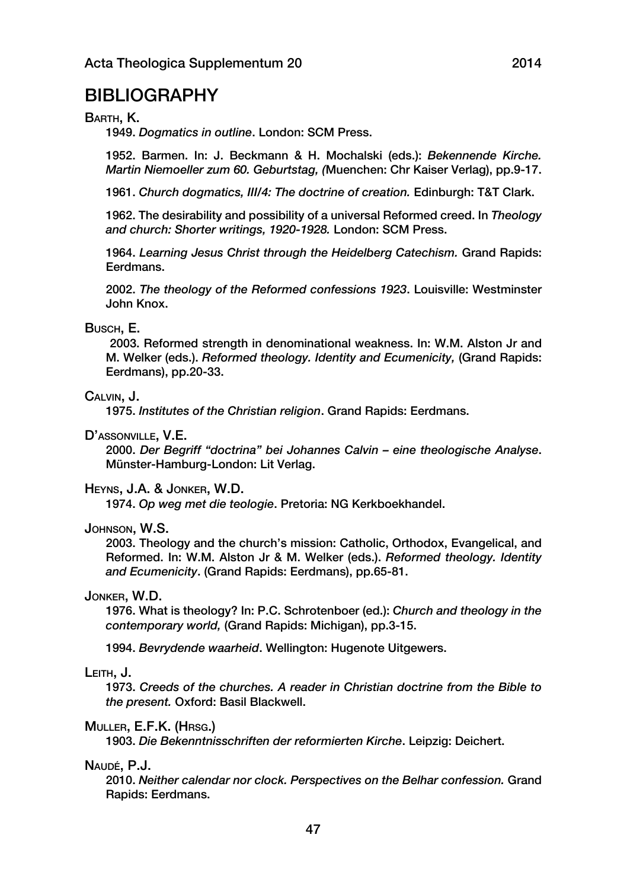# BIBLIOGRAPHY

BARTH, K.

1949. *Dogmatics in outline*. London: SCM Press.

1952. Barmen. In: J. Beckmann & H. Mochalski (eds.): *Bekennende Kirche. Martin Niemoeller zum 60. Geburtstag, (*Muenchen: Chr Kaiser Verlag), pp.9-17.

1961. *Church dogmatics, III/4: The doctrine of creation.* Edinburgh: T&T Clark.

1962. The desirability and possibility of a universal Reformed creed. In *Theology and church: Shorter writings, 1920-1928.* London: SCM Press.

1964. *Learning Jesus Christ through the Heidelberg Catechism.* Grand Rapids: Eerdmans.

2002. *The theology of the Reformed confessions 1923*. Louisville: Westminster John Knox.

BUSCH, E.

2003. Reformed strength in denominational weakness. In: W.M. Alston Jr and M. Welker (eds.). *Reformed theology. Identity and Ecumenicity,* (Grand Rapids: Eerdmans), pp.20-33.

CALVIN, J.

1975. *Institutes of the Christian religion*. Grand Rapids: Eerdmans.

D'ASSONVILLE, V.E.

2000. *Der Begriff "doctrina" bei Johannes Calvin – eine theologische Analyse*. Münster-Hamburg-London: Lit Verlag.

HEYNS, J.A. & JONKER, W.D.

1974. *Op weg met die teologie*. Pretoria: NG Kerkboekhandel.

JOHNSON, W.S.

2003. Theology and the church's mission: Catholic, Orthodox, Evangelical, and Reformed. In: W.M. Alston Jr & M. Welker (eds.). *Reformed theology. Identity and Ecumenicity*. (Grand Rapids: Eerdmans), pp.65-81.

JONKER, W.D.

1976. What is theology? In: P.C. Schrotenboer (ed.): *Church and theology in the contemporary world,* (Grand Rapids: Michigan), pp.3-15.

1994. *Bevrydende waarheid*. Wellington: Hugenote Uitgewers.

LEITH, J.

1973. *Creeds of the churches. A reader in Christian doctrine from the Bible to the present.* Oxford: Basil Blackwell.

MULLER, E.F.K. (HRSG.)

1903. *Die Bekenntnisschriften der reformierten Kirche*. Leipzig: Deichert.

NAUDÉ, P.J.

2010. *Neither calendar nor clock. Perspectives on the Belhar confession.* Grand Rapids: Eerdmans.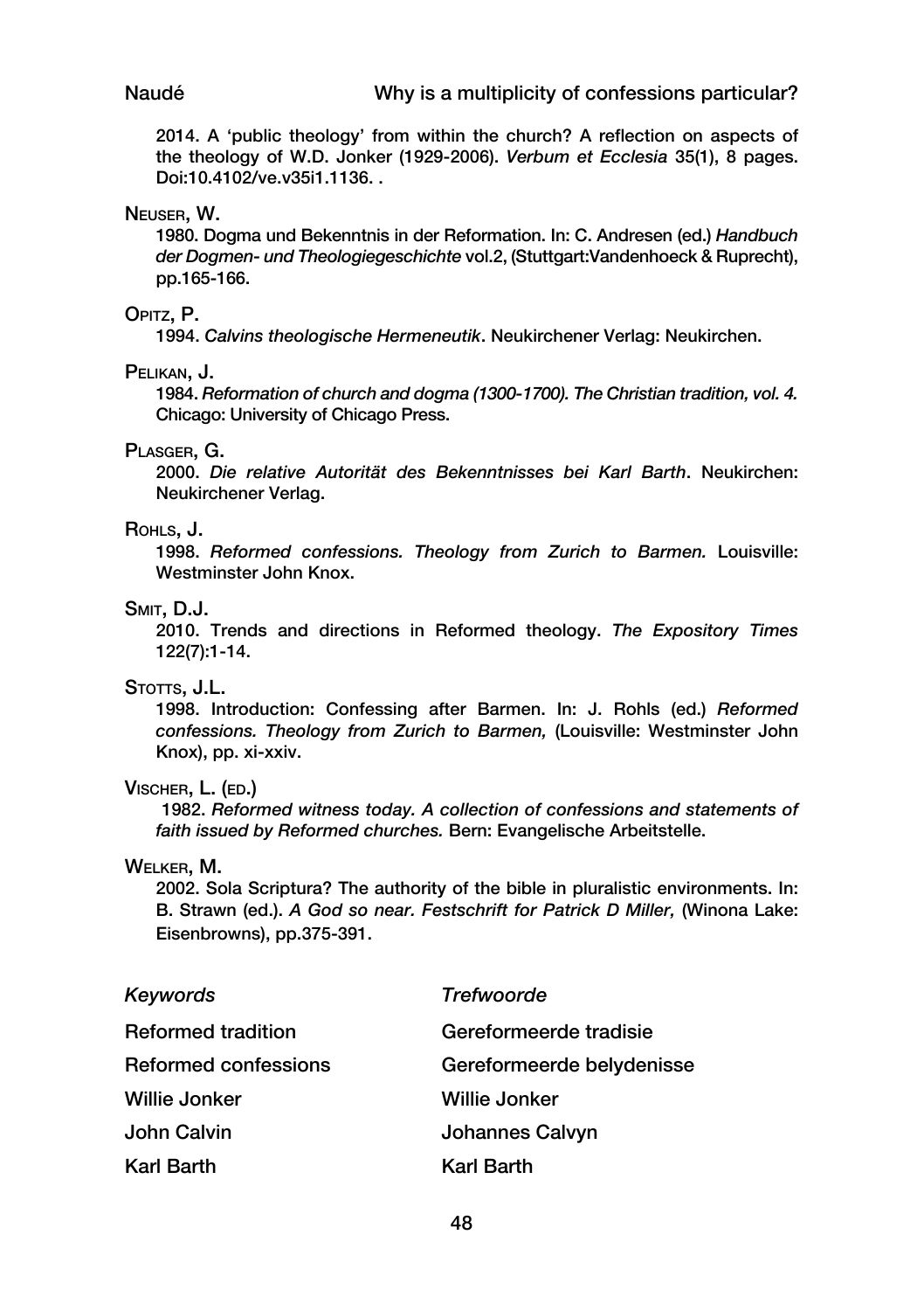2014. A 'public theology' from within the church? A reflection on aspects of the theology of W.D. Jonker (1929-2006). *Verbum et Ecclesia* 35(1), 8 pages. Doi:10.4102/ve.v35i1.1136. .

NEUSER, W.

1980. Dogma und Bekenntnis in der Reformation. In: C. Andresen (ed.) *Handbuch der Dogmen- und Theologiegeschichte* vol.2, (Stuttgart:Vandenhoeck & Ruprecht), pp.165-166.

OPITZ, P.

1994. *Calvins theologische Hermeneutik*. Neukirchener Verlag: Neukirchen.

PELIKAN, J.

1984. *Reformation of church and dogma (1300-1700). The Christian tradition, vol. 4.* Chicago: University of Chicago Press.

PLASGER, G.

2000. *Die relative Autorität des Bekenntnisses bei Karl Barth*. Neukirchen: Neukirchener Verlag.

ROHLS, J.

1998. *Reformed confessions. Theology from Zurich to Barmen.* Louisville: Westminster John Knox.

SMIT, D.J.

2010. Trends and directions in Reformed theology. *The Expository Times* 122(7):1-14.

STOTTS, J.L.

1998. Introduction: Confessing after Barmen. In: J. Rohls (ed.) *Reformed confessions. Theology from Zurich to Barmen,* (Louisville: Westminster John Knox), pp. xi-xxiv.

VISCHER, L. (ED.)

1982. *Reformed witness today. A collection of confessions and statements of faith issued by Reformed churches.* Bern: Evangelische Arbeitstelle.

WELKER, M.

2002. Sola Scriptura? The authority of the bible in pluralistic environments. In: B. Strawn (ed.). *A God so near. Festschrift for Patrick D Miller,* (Winona Lake: Eisenbrowns), pp.375-391.

| *Keywords* | *Trefwoorde* |
| --- | --- |
| Reformed tradition | Gereformeerde tradisie |
| Reformed confessions | Gereformeerde belydenisse |
| Willie Jonker | Willie Jonker |
| John Calvin | Johannes Calvyn |
| Karl Barth | Karl Barth |